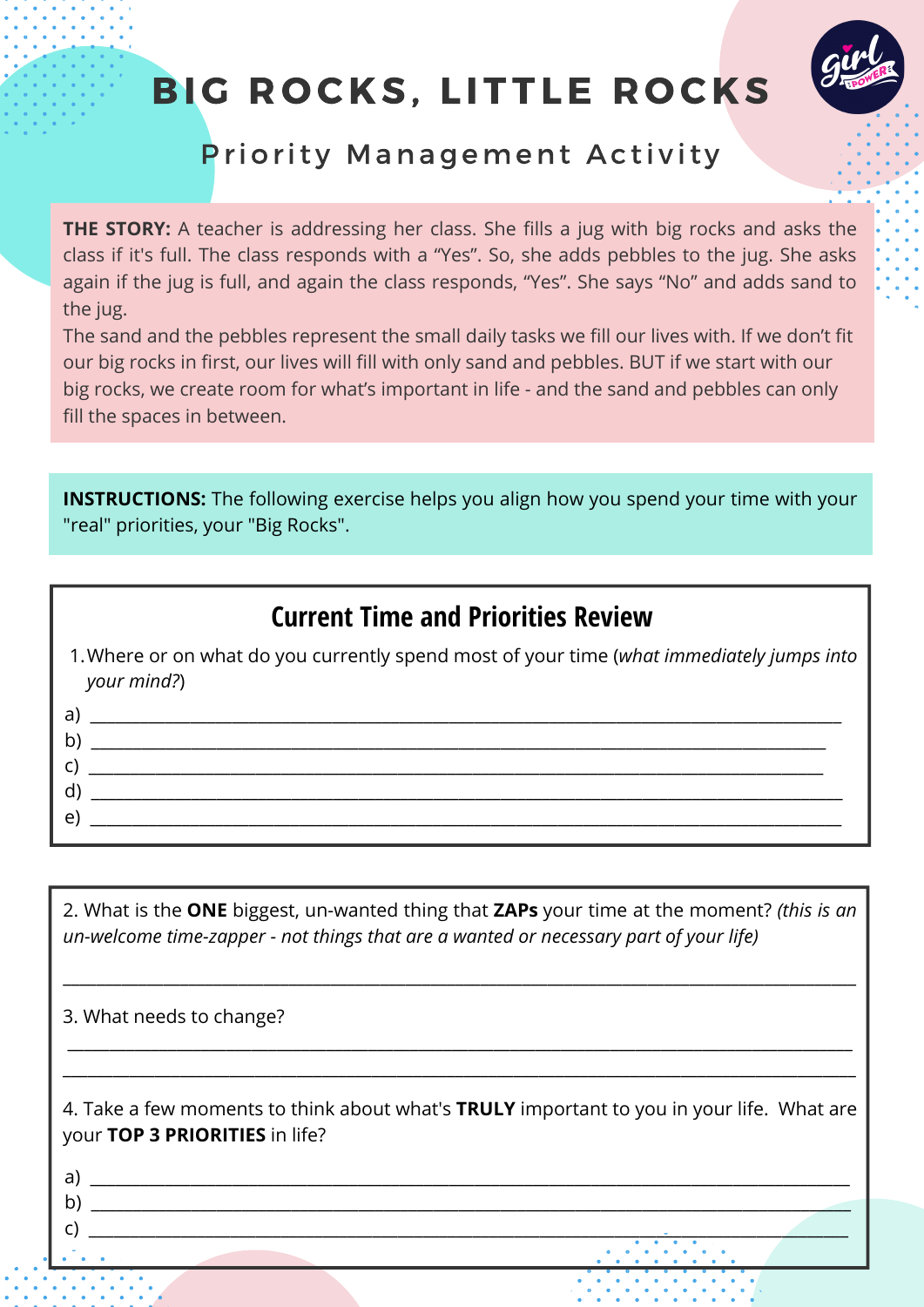# BIG ROCKS, LITTLE ROCKS

## Priority Management Activity

**THE STORY:** A teacher is addressing her class. She fills a jug with big rocks and asks the class if it's full. The class responds with a "Yes". So, she adds pebbles to the jug. She asks again if the jug is full, and again the class responds, "Yes". She says "No" and adds sand to the jug.
The sand and the pebbles represent the small daily tasks we fill our lives with. If we don't fit our big rocks in first, our lives will fill with only sand and pebbles. BUT if we start with our big rocks, we create room for what's important in life - and the sand and pebbles can only fill the spaces in between.

**INSTRUCTIONS:** The following exercise helps you align how you spend your time with your "real" priorities, your "Big Rocks".

### Current Time and Priorities Review

1. Where or on what do you currently spend most of your time (*what immediately jumps into your mind?*)

a) ______________________________________________

b) ______________________________________________

c) ______________________________________________

d) ______________________________________________

e) ______________________________________________

2. What is the **ONE** biggest, un-wanted thing that **ZAPs** your time at the moment? *(this is an un-welcome time-zapper - not things that are a wanted or necessary part of your life)*

______________________________________________

3. What needs to change?

______________________________________________

______________________________________________

4. Take a few moments to think about what's **TRULY** important to you in your life. What are your **TOP 3 PRIORITIES** in life?

a) ______________________________________________

b) ______________________________________________

c) ______________________________________________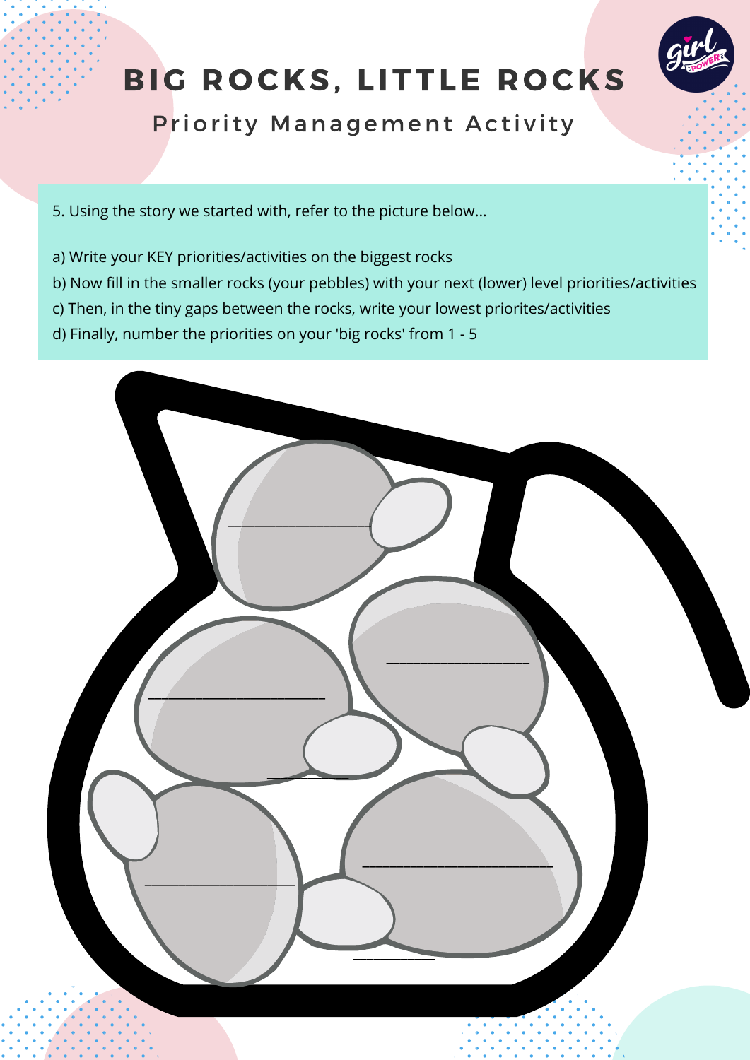# BIG ROCKS, LITTLE ROCKS

## Priority Management Activity

5. Using the story we started with, refer to the picture below...

a) Write your KEY priorities/activities on the biggest rocks
b) Now fill in the smaller rocks (your pebbles) with your next (lower) level priorities/activities
c) Then, in the tiny gaps between the rocks, write your lowest priorites/activities
d) Finally, number the priorities on your 'big rocks' from 1 - 5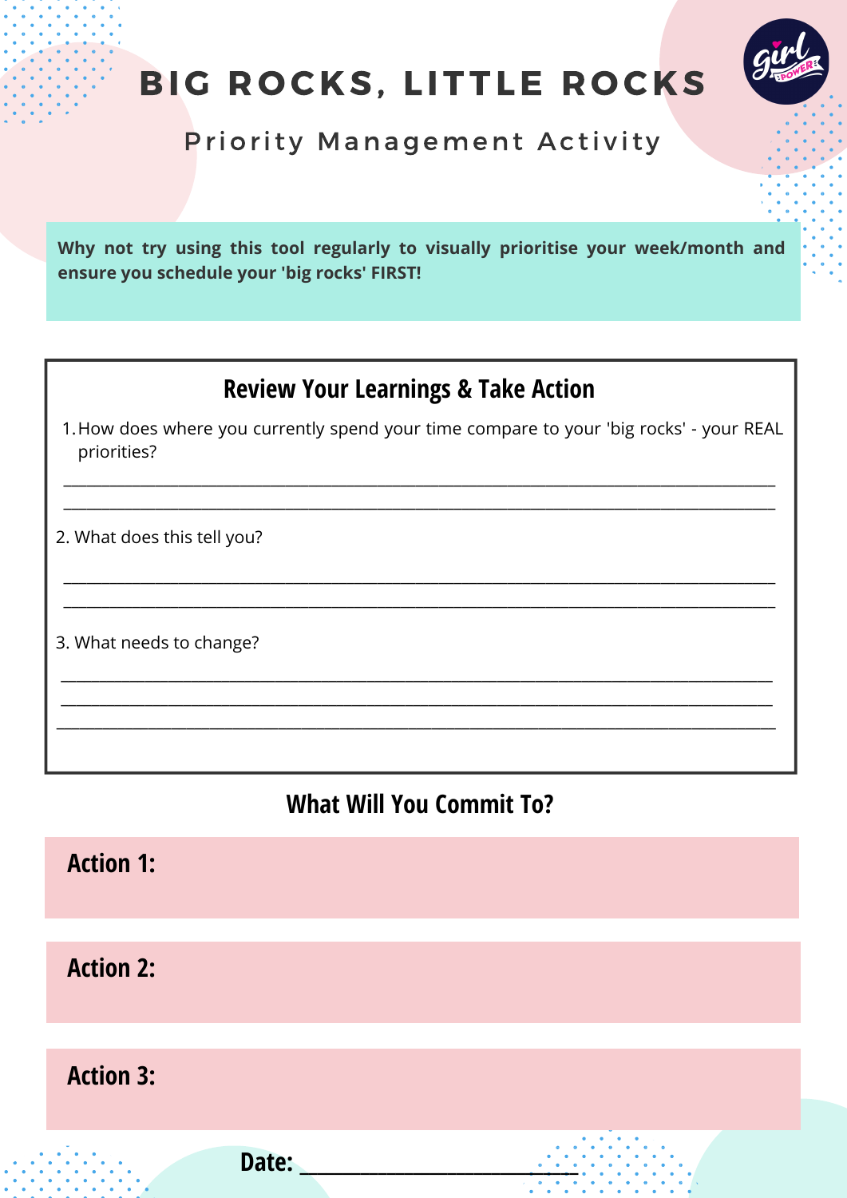# BIG ROCKS, LITTLE ROCKS

## Priority Management Activity

**Why not try using this tool regularly to visually prioritise your week/month and ensure you schedule your 'big rocks' FIRST!**

### Review Your Learnings & Take Action

1. How does where you currently spend your time compare to your 'big rocks' - your REAL priorities?

____________________________________________________________________________

____________________________________________________________________________

2. What does this tell you?

____________________________________________________________________________

____________________________________________________________________________

3. What needs to change?

____________________________________________________________________________

____________________________________________________________________________

____________________________________________________________________________

### What Will You Commit To?

**Action 1:**

**Action 2:**

**Action 3:**

**Date:** ______________________________